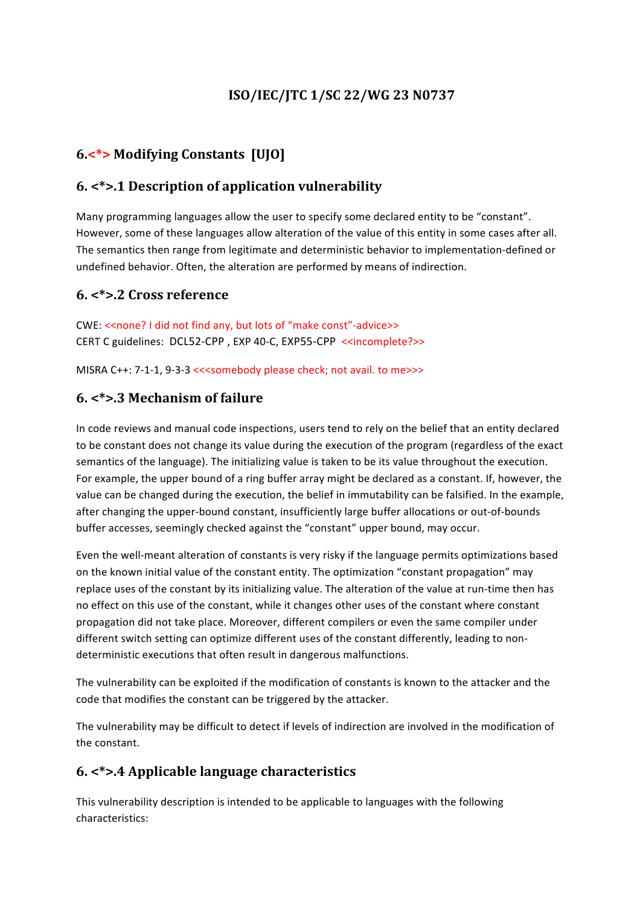# ISO/IEC/JTC 1/SC 22/WG 23 N0737

## 6.<*> Modifying Constants [UJO]

### 6. <*>.1 Description of application vulnerability

Many programming languages allow the user to specify some declared entity to be "constant". However, some of these languages allow alteration of the value of this entity in some cases after all. The semantics then range from legitimate and deterministic behavior to implementation-defined or undefined behavior. Often, the alteration are performed by means of indirection.

### 6. <*>.2 Cross reference

CWE: <<none? I did not find any, but lots of "make const"-advice>>
CERT C guidelines: DCL52-CPP , EXP 40-C, EXP55-CPP <<incomplete?>>

MISRA C++: 7-1-1, 9-3-3 <<<somebody please check; not avail. to me>>>

### 6. <*>.3 Mechanism of failure

In code reviews and manual code inspections, users tend to rely on the belief that an entity declared to be constant does not change its value during the execution of the program (regardless of the exact semantics of the language). The initializing value is taken to be its value throughout the execution. For example, the upper bound of a ring buffer array might be declared as a constant. If, however, the value can be changed during the execution, the belief in immutability can be falsified. In the example, after changing the upper-bound constant, insufficiently large buffer allocations or out-of-bounds buffer accesses, seemingly checked against the "constant" upper bound, may occur.

Even the well-meant alteration of constants is very risky if the language permits optimizations based on the known initial value of the constant entity. The optimization "constant propagation" may replace uses of the constant by its initializing value. The alteration of the value at run-time then has no effect on this use of the constant, while it changes other uses of the constant where constant propagation did not take place. Moreover, different compilers or even the same compiler under different switch setting can optimize different uses of the constant differently, leading to non-deterministic executions that often result in dangerous malfunctions.

The vulnerability can be exploited if the modification of constants is known to the attacker and the code that modifies the constant can be triggered by the attacker.

The vulnerability may be difficult to detect if levels of indirection are involved in the modification of the constant.

### 6. <*>.4 Applicable language characteristics

This vulnerability description is intended to be applicable to languages with the following characteristics: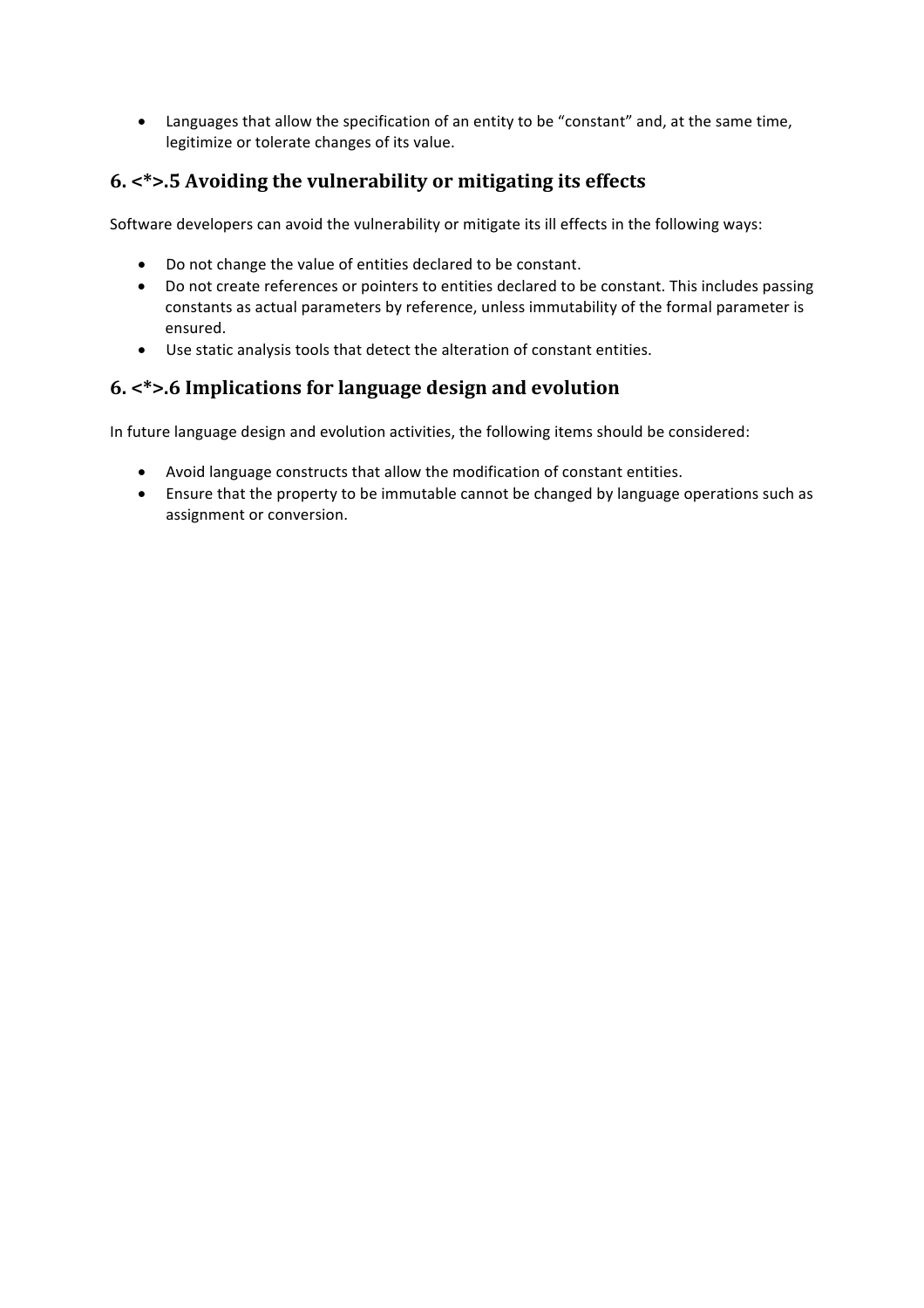- Languages that allow the specification of an entity to be "constant" and, at the same time, legitimize or tolerate changes of its value.

## 6. <*>.5 Avoiding the vulnerability or mitigating its effects

Software developers can avoid the vulnerability or mitigate its ill effects in the following ways:

- Do not change the value of entities declared to be constant.
- Do not create references or pointers to entities declared to be constant. This includes passing constants as actual parameters by reference, unless immutability of the formal parameter is ensured.
- Use static analysis tools that detect the alteration of constant entities.

## 6. <*>.6 Implications for language design and evolution

In future language design and evolution activities, the following items should be considered:

- Avoid language constructs that allow the modification of constant entities.
- Ensure that the property to be immutable cannot be changed by language operations such as assignment or conversion.